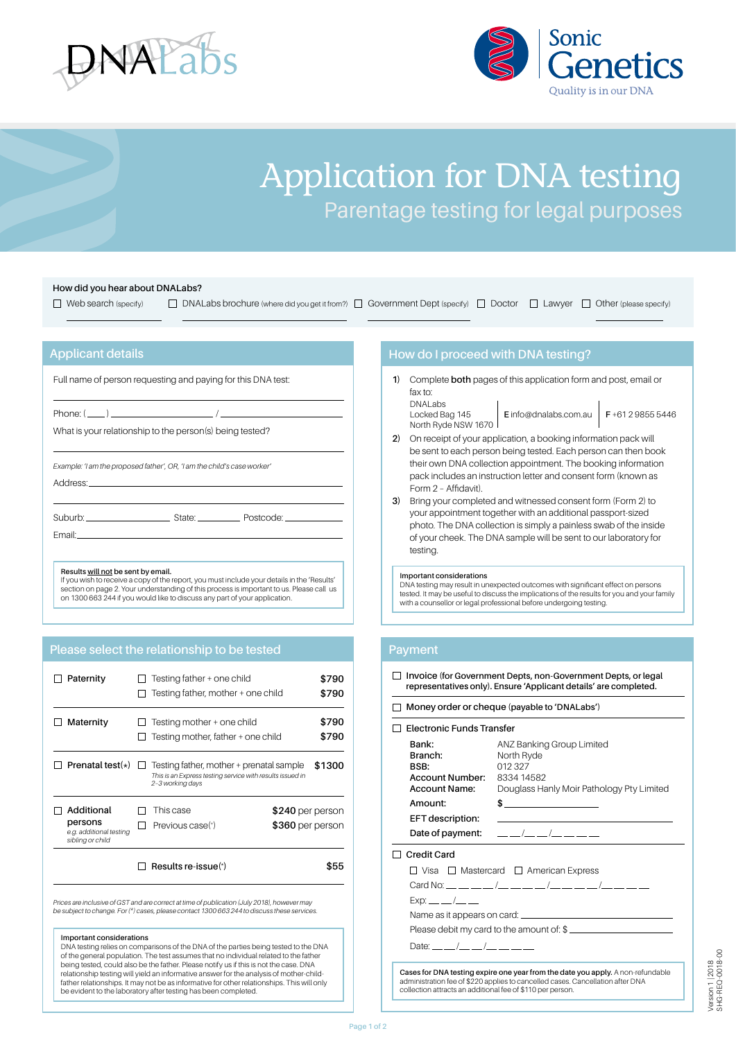DNALabs

Sonic Genetics
Quality is in our DNA

# Application for DNA testing

## Parentage testing for legal purposes

**How did you hear about DNALabs?**

☐ Web search (specify) ____________ ☐ DNALabs brochure (where did you get it from?) ____________ ☐ Government Dept (specify) ____________ ☐ Doctor ☐ Lawyer ☐ Other (please specify) ____________

## Applicant details

Full name of person requesting and paying for this DNA test:

______________________________________

Phone: ( ___ ) ______________ / ______________

What is your relationship to the person(s) being tested?

______________________________________

*Example: 'I am the proposed father', OR, 'I am the child's case worker'*

Address: ______________________________________

______________________________________

Suburb: ____________ State: ________ Postcode: ____________

Email: ______________________________________

**Results will not be sent by email.**
If you wish to receive a copy of the report, you must include your details in the 'Results' section on page 2. Your understanding of this process is important to us. Please call us on 1300 663 244 if you would like to discuss any part of your application.

## How do I proceed with DNA testing?

1) Complete **both** pages of this application form and post, email or fax to:
   DNALabs
   Locked Bag 145
   North Ryde NSW 1670
   **E** info@dnalabs.com.au
   **F** +61 2 9855 5446
2) On receipt of your application, a booking information pack will be sent to each person being tested. Each person can then book their own DNA collection appointment. The booking information pack includes an instruction letter and consent form (known as Form 2 – Affidavit).
3) Bring your completed and witnessed consent form (Form 2) to your appointment together with an additional passport-sized photo. The DNA collection is simply a painless swab of the inside of your cheek. The DNA sample will be sent to our laboratory for testing.

**Important considerations**
DNA testing may result in unexpected outcomes with significant effect on persons tested. It may be useful to discuss the implications of the results for you and your family with a counsellor or legal professional before undergoing testing.

## Please select the relationship to be tested

| | | |
|---|---|---|
| ☐ **Paternity** | ☐ Testing father + one child | **$790** |
| | ☐ Testing father, mother + one child | **$790** |
| ☐ **Maternity** | ☐ Testing mother + one child | **$790** |
| | ☐ Testing mother, father + one child | **$790** |
| ☐ **Prenatal test(\*)** | ☐ Testing father, mother + prenatal sample *This is an Express testing service with results issued in 2–3 working days* | **$1300** |
| ☐ **Additional persons** *e.g. additional testing sibling or child* | ☐ This case | **$240** per person |
| | ☐ Previous case(\*) | **$360** per person |
| | ☐ **Results re-issue**(\*) | **$55** |

*Prices are inclusive of GST and are correct at time of publication (July 2018), however may be subject to change. For (\*) cases, please contact 1300 663 244 to discuss these services.*

**Important considerations**
DNA testing relies on comparisons of the DNA of the parties being tested to the DNA of the general population. The test assumes that no individual related to the father being tested, could also be the father. Please notify us if this is not the case. DNA relationship testing will yield an informative answer for the analysis of mother-child-father relationships. It may not be as informative for other relationships. This will only be evident to the laboratory after testing has been completed.

## Payment

☐ **Invoice** (for Government Depts, non-Government Depts, or legal representatives only). **Ensure 'Applicant details' are completed.**

☐ **Money order or cheque** (payable to 'DNALabs')

☐ **Electronic Funds Transfer**

| | |
|---|---|
| **Bank:** | ANZ Banking Group Limited |
| **Branch:** | North Ryde |
| **BSB:** | 012 327 |
| **Account Number:** | 8334 14582 |
| **Account Name:** | Douglass Hanly Moir Pathology Pty Limited |
| **Amount:** | **$** ____________ |
| **EFT description:** | ____________ |
| **Date of payment:** | __ __/__ __/__ __ __ __ |

☐ **Credit Card**

☐ Visa ☐ Mastercard ☐ American Express

Card No: __ __ __ __/__ __ __ __/__ __ __ __/__ __ __ __

Exp: __ __/__ __

Name as it appears on card: ______________________

Please debit my card to the amount of: $ ____________

Date: __ __/__ __/__ __ __ __

**Cases for DNA testing expire one year from the date you apply.** A non-refundable administration fee of $220 applies to cancelled cases. Cancellation after DNA collection attracts an additional fee of $110 per person.

Version 1 | 2018
SHG-REQ-0018-00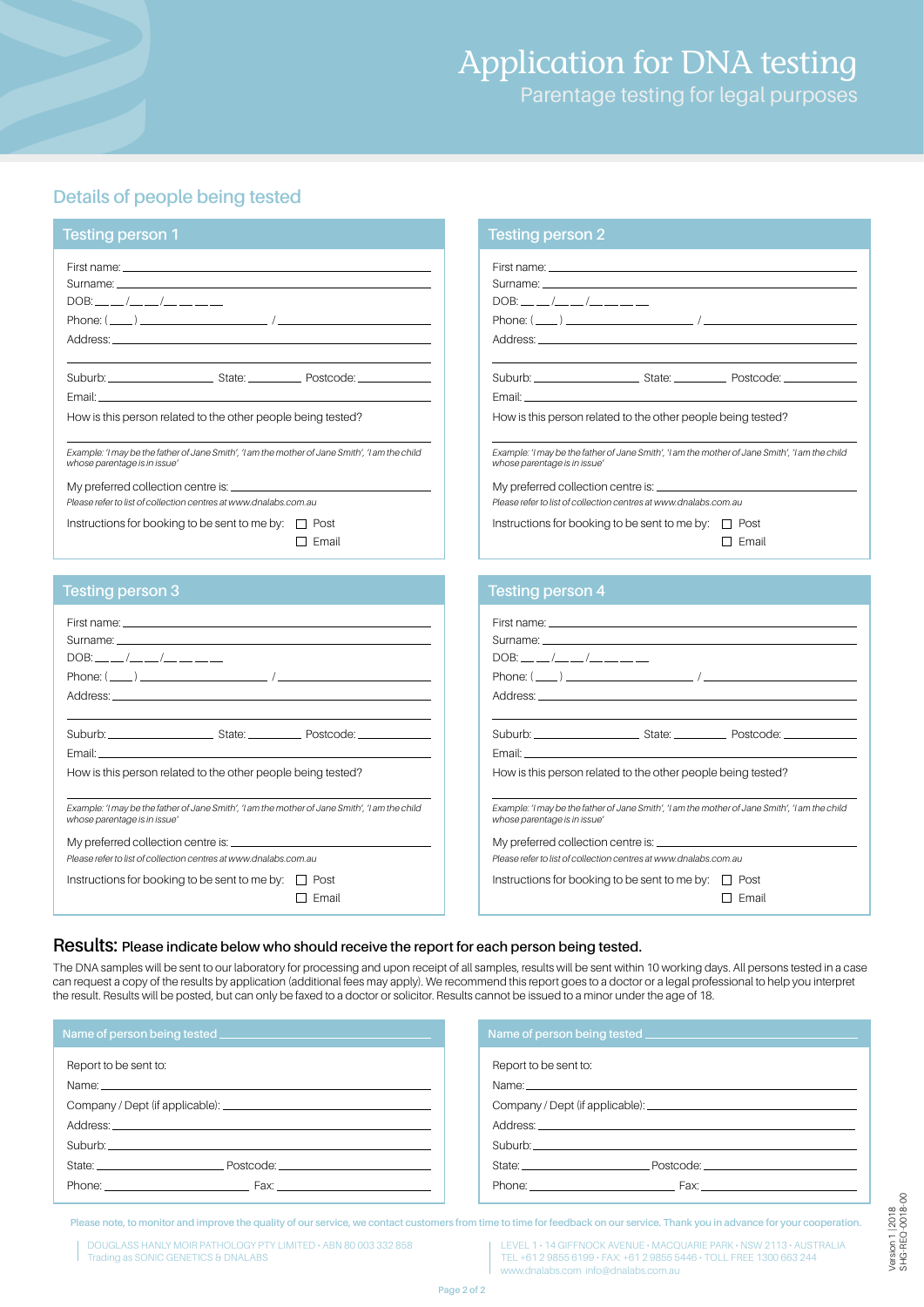# Application for DNA testing

## Parentage testing for legal purposes

## Details of people being tested

### Testing person 1

First name: ____________________

Surname: ____________________

DOB: __ __ / __ __ / __ __ __ __

Phone: ( ____ ) ____________________ / ____________________

Address: ____________________

____________________

Suburb: ____________ State: ________ Postcode: ________

Email: ____________________

How is this person related to the other people being tested?

____________________

*Example: 'I may be the father of Jane Smith', 'I am the mother of Jane Smith', 'I am the child whose parentage is in issue'*

My preferred collection centre is: ____________________

*Please refer to list of collection centres at www.dnalabs.com.au*

Instructions for booking to be sent to me by: ☐ Post ☐ Email

### Testing person 2

First name: ____________________

Surname: ____________________

DOB: __ __ / __ __ / __ __ __ __

Phone: ( ____ ) ____________________ / ____________________

Address: ____________________

____________________

Suburb: ____________ State: ________ Postcode: ________

Email: ____________________

How is this person related to the other people being tested?

____________________

*Example: 'I may be the father of Jane Smith', 'I am the mother of Jane Smith', 'I am the child whose parentage is in issue'*

My preferred collection centre is: ____________________

*Please refer to list of collection centres at www.dnalabs.com.au*

Instructions for booking to be sent to me by: ☐ Post ☐ Email

### Testing person 3

First name: ____________________

Surname: ____________________

DOB: __ __ / __ __ / __ __ __ __

Phone: ( ____ ) ____________________ / ____________________

Address: ____________________

____________________

Suburb: ____________ State: ________ Postcode: ________

Email: ____________________

How is this person related to the other people being tested?

____________________

*Example: 'I may be the father of Jane Smith', 'I am the mother of Jane Smith', 'I am the child whose parentage is in issue'*

My preferred collection centre is: ____________________

*Please refer to list of collection centres at www.dnalabs.com.au*

Instructions for booking to be sent to me by: ☐ Post ☐ Email

### Testing person 4

First name: ____________________

Surname: ____________________

DOB: __ __ / __ __ / __ __ __ __

Phone: ( ____ ) ____________________ / ____________________

Address: ____________________

____________________

Suburb: ____________ State: ________ Postcode: ________

Email: ____________________

How is this person related to the other people being tested?

____________________

*Example: 'I may be the father of Jane Smith', 'I am the mother of Jane Smith', 'I am the child whose parentage is in issue'*

My preferred collection centre is: ____________________

*Please refer to list of collection centres at www.dnalabs.com.au*

Instructions for booking to be sent to me by: ☐ Post ☐ Email

## Results: **Please indicate below who should receive the report for each person being tested.**

The DNA samples will be sent to our laboratory for processing and upon receipt of all samples, results will be sent within 10 working days. All persons tested in a case can request a copy of the results by application (additional fees may apply). We recommend this report goes to a doctor or a legal professional to help you interpret the result. Results will be posted, but can only be faxed to a doctor or solicitor. Results cannot be issued to a minor under the age of 18.

### Name of person being tested ____________________

Report to be sent to:

Name: ____________________

Company / Dept (if applicable): ____________________

Address: ____________________

Suburb: ____________________

State: ____________ Postcode: ____________

Phone: ____________ Fax: ____________

### Name of person being tested ____________________

Report to be sent to:

Name: ____________________

Company / Dept (if applicable): ____________________

Address: ____________________

Suburb: ____________________

State: ____________ Postcode: ____________

Phone: ____________ Fax: ____________

Please note, to monitor and improve the quality of our service, we contact customers from time to time for feedback on our service. Thank you in advance for your cooperation.

DOUGLASS HANLY MOIR PATHOLOGY PTY LIMITED • ABN 80 003 332 858
Trading as SONIC GENETICS & DNALABS

LEVEL 1 • 14 GIFFNOCK AVENUE • MACQUARIE PARK • NSW 2113 • AUSTRALIA
TEL +61 2 9855 6199 • FAX: +61 2 9855 5446 • TOLL FREE 1300 663 244
www.dnalabs.com info@dnalabs.com.au

Version 1 | 2018
SHG-REQ-0018-00